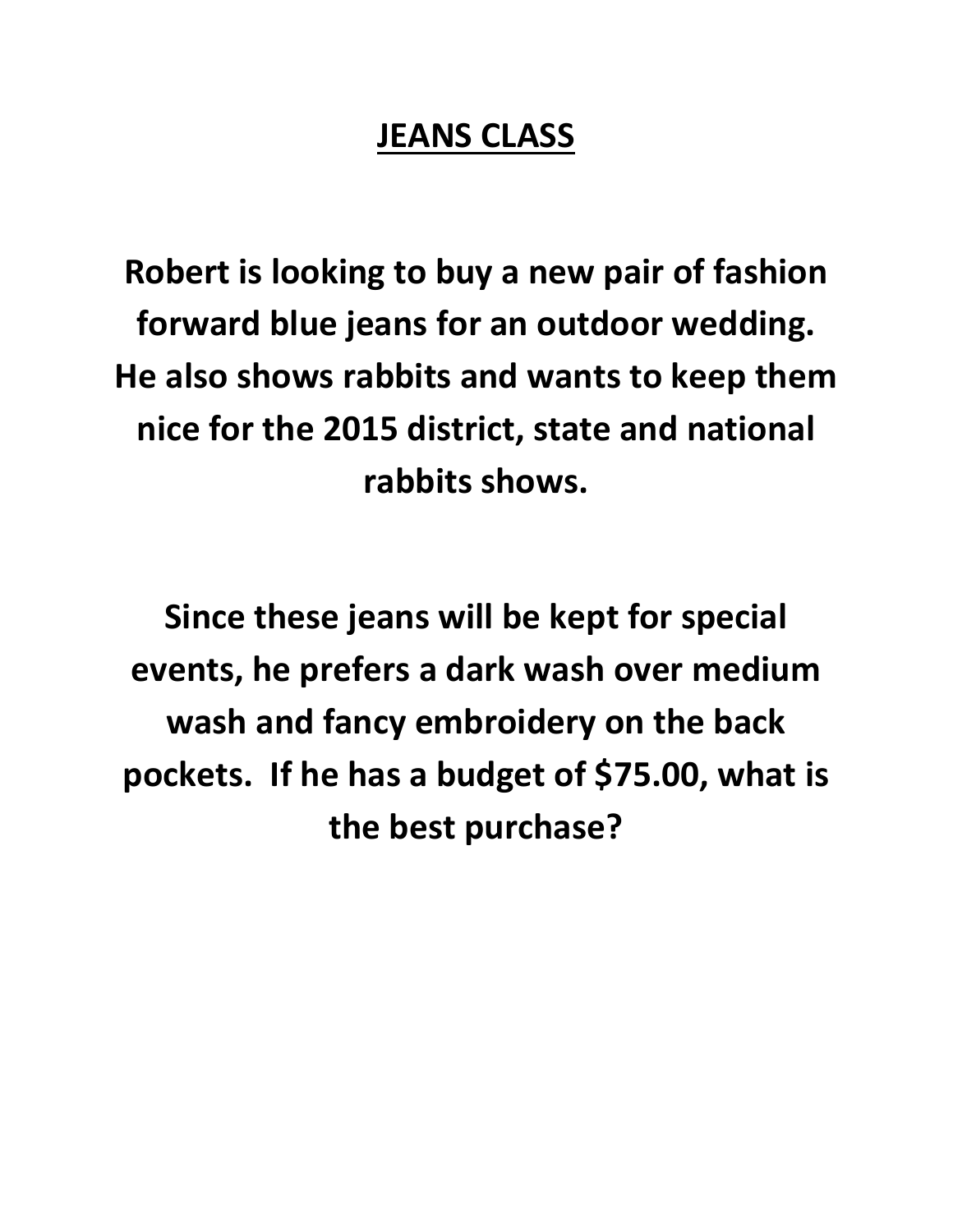# JEANS CLASS

**Robert is looking to buy a new pair of fashion forward blue jeans for an outdoor wedding. He also shows rabbits and wants to keep them nice for the 2015 district, state and national rabbits shows.**

**Since these jeans will be kept for special events, he prefers a dark wash over medium wash and fancy embroidery on the back pockets. If he has a budget of $75.00, what is the best purchase?**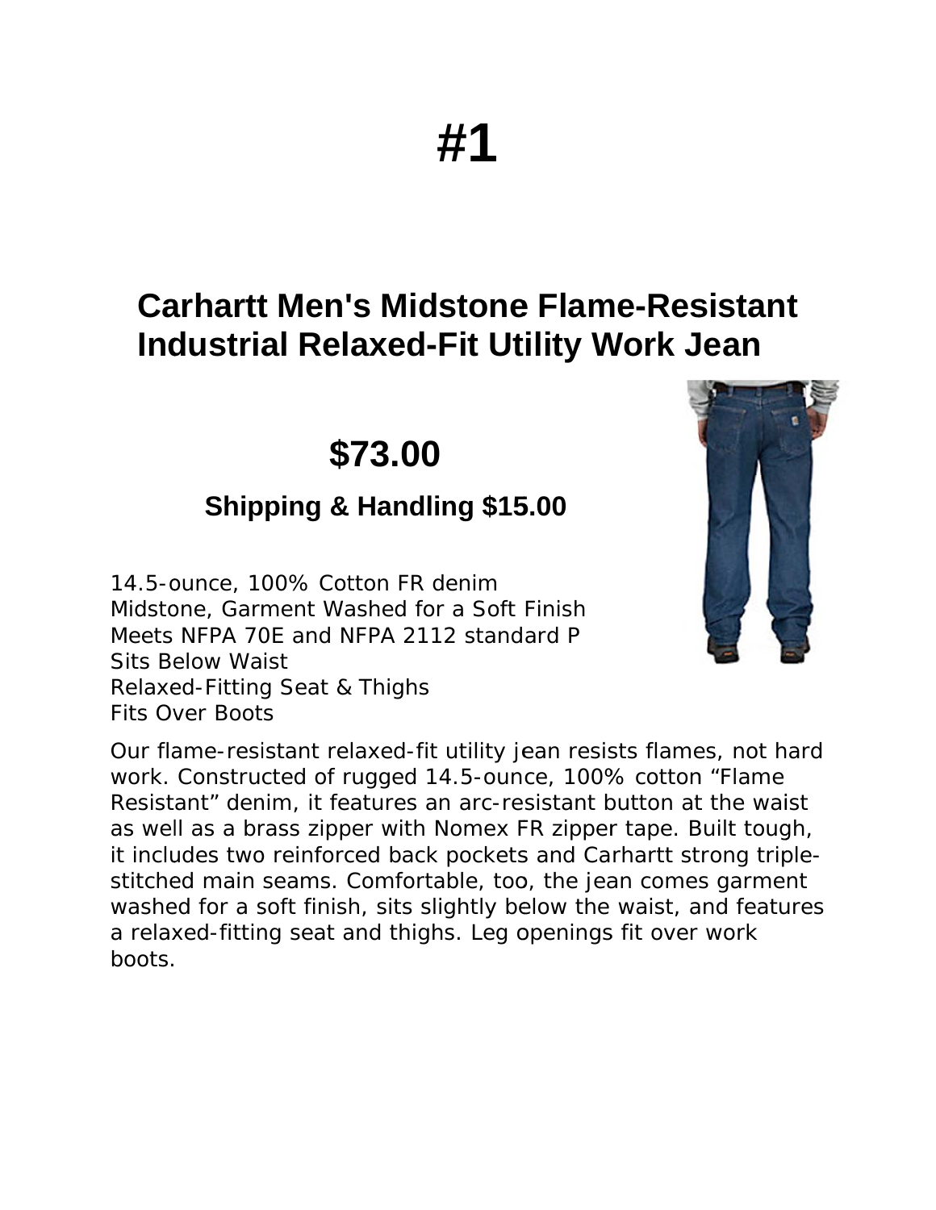# #1

## Carhartt Men's Midstone Flame-Resistant Industrial Relaxed-Fit Utility Work Jean

## $73.00

### Shipping & Handling $15.00

14.5-ounce, 100% Cotton FR denim
Midstone, Garment Washed for a Soft Finish
Meets NFPA 70E and NFPA 2112 standard P
Sits Below Waist
Relaxed-Fitting Seat & Thighs
Fits Over Boots

Our flame-resistant relaxed-fit utility jean resists flames, not hard work. Constructed of rugged 14.5-ounce, 100% cotton "Flame Resistant" denim, it features an arc-resistant button at the waist as well as a brass zipper with Nomex FR zipper tape. Built tough, it includes two reinforced back pockets and Carhartt strong triple-stitched main seams. Comfortable, too, the jean comes garment washed for a soft finish, sits slightly below the waist, and features a relaxed-fitting seat and thighs. Leg openings fit over work boots.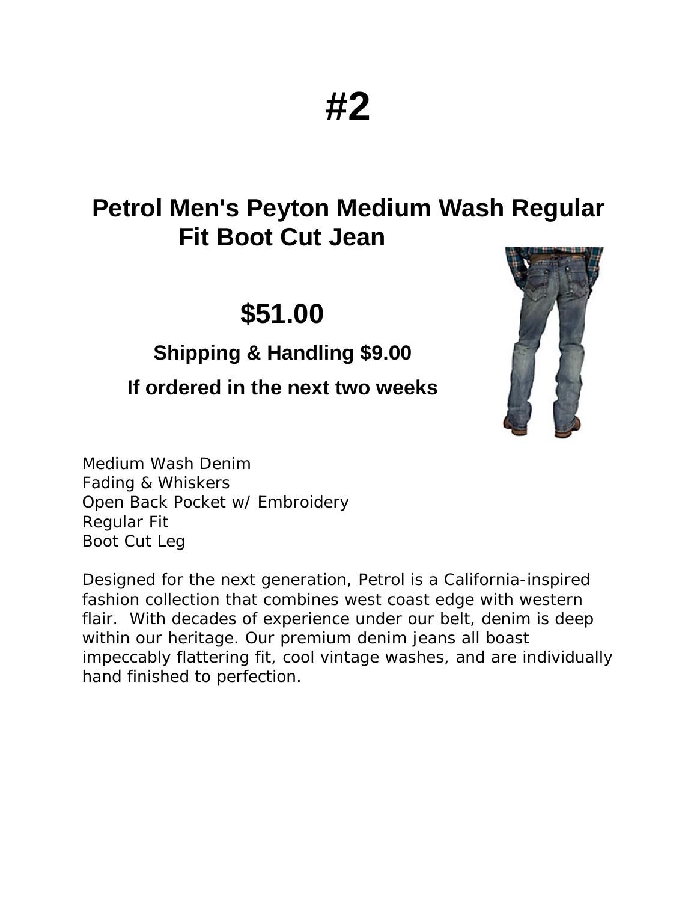# #2

## Petrol Men's Peyton Medium Wash Regular Fit Boot Cut Jean

## $51.00

**Shipping & Handling $9.00**

**If ordered in the next two weeks**

Medium Wash Denim
Fading & Whiskers
Open Back Pocket w/ Embroidery
Regular Fit
Boot Cut Leg

Designed for the next generation, Petrol is a California-inspired fashion collection that combines west coast edge with western flair. With decades of experience under our belt, denim is deep within our heritage. Our premium denim jeans all boast impeccably flattering fit, cool vintage washes, and are individually hand finished to perfection.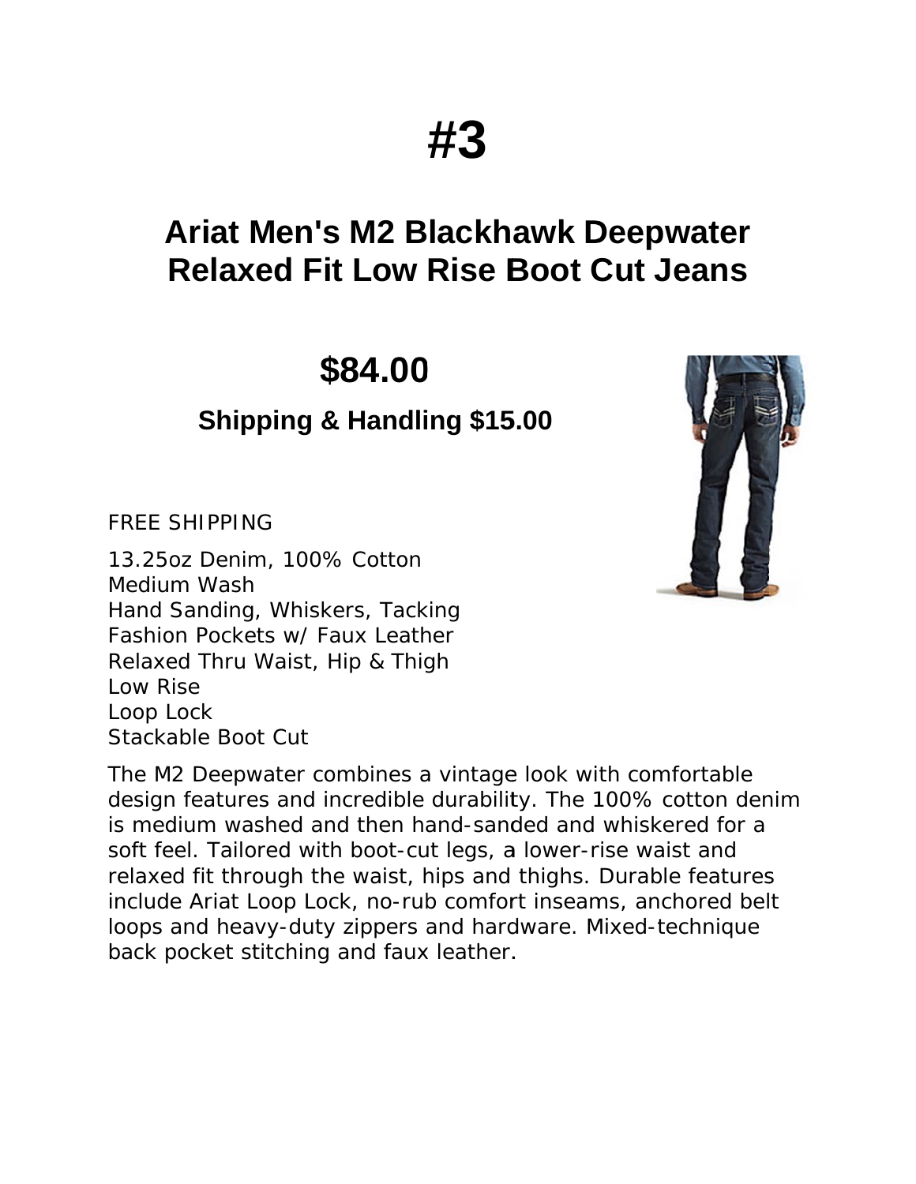# #3

## Ariat Men's M2 Blackhawk Deepwater Relaxed Fit Low Rise Boot Cut Jeans

## $84.00

### Shipping & Handling $15.00

FREE SHIPPING

13.25oz Denim, 100% Cotton
Medium Wash
Hand Sanding, Whiskers, Tacking
Fashion Pockets w/ Faux Leather
Relaxed Thru Waist, Hip & Thigh
Low Rise
Loop Lock
Stackable Boot Cut

The M2 Deepwater combines a vintage look with comfortable design features and incredible durability. The 100% cotton denim is medium washed and then hand-sanded and whiskered for a soft feel. Tailored with boot-cut legs, a lower-rise waist and relaxed fit through the waist, hips and thighs. Durable features include Ariat Loop Lock, no-rub comfort inseams, anchored belt loops and heavy-duty zippers and hardware. Mixed-technique back pocket stitching and faux leather.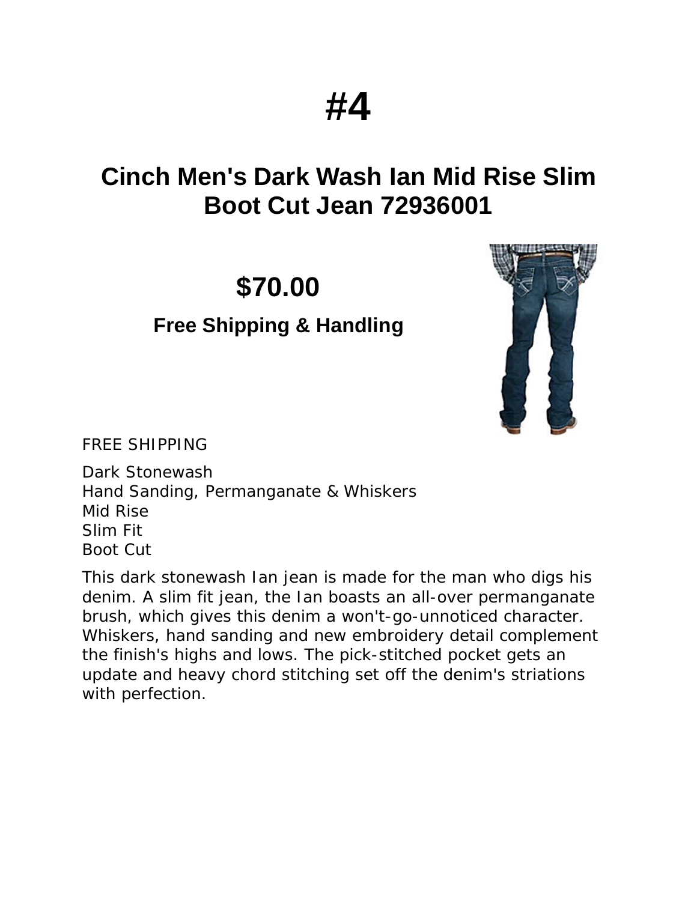# #4

## Cinch Men's Dark Wash Ian Mid Rise Slim Boot Cut Jean 72936001

### $70.00

**Free Shipping & Handling**

FREE SHIPPING

Dark Stonewash
Hand Sanding, Permanganate & Whiskers
Mid Rise
Slim Fit
Boot Cut

This dark stonewash Ian jean is made for the man who digs his denim. A slim fit jean, the Ian boasts an all-over permanganate brush, which gives this denim a won't-go-unnoticed character. Whiskers, hand sanding and new embroidery detail complement the finish's highs and lows. The pick-stitched pocket gets an update and heavy chord stitching set off the denim's striations with perfection.